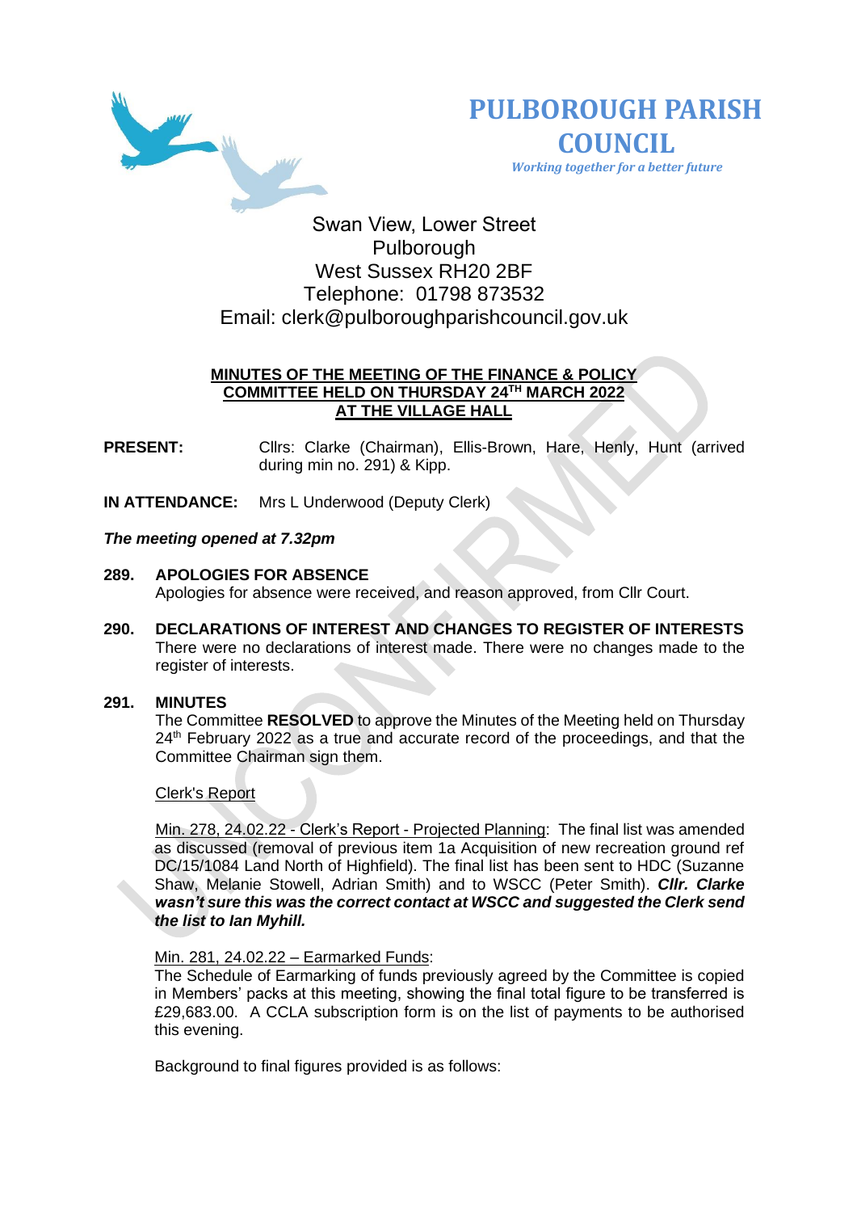# PULBOROUGH PARISH COUNCIL

*Working together for a better future*

Swan View, Lower Street
Pulborough
West Sussex RH20 2BF
Telephone: 01798 873532
Email: clerk@pulboroughparishcouncil.gov.uk

**MINUTES OF THE MEETING OF THE FINANCE & POLICY COMMITTEE HELD ON THURSDAY 24TH MARCH 2022 AT THE VILLAGE HALL**

**PRESENT:** Cllrs: Clarke (Chairman), Ellis-Brown, Hare, Henly, Hunt (arrived during min no. 291) & Kipp.

**IN ATTENDANCE:** Mrs L Underwood (Deputy Clerk)

***The meeting opened at 7.32pm***

**289. APOLOGIES FOR ABSENCE**
Apologies for absence were received, and reason approved, from Cllr Court.

**290. DECLARATIONS OF INTEREST AND CHANGES TO REGISTER OF INTERESTS**
There were no declarations of interest made. There were no changes made to the register of interests.

**291. MINUTES**
The Committee **RESOLVED** to approve the Minutes of the Meeting held on Thursday 24th February 2022 as a true and accurate record of the proceedings, and that the Committee Chairman sign them.

Clerk's Report

Min. 278, 24.02.22 - Clerk's Report - Projected Planning: The final list was amended as discussed (removal of previous item 1a Acquisition of new recreation ground ref DC/15/1084 Land North of Highfield). The final list has been sent to HDC (Suzanne Shaw, Melanie Stowell, Adrian Smith) and to WSCC (Peter Smith). ***Cllr. Clarke wasn't sure this was the correct contact at WSCC and suggested the Clerk send the list to Ian Myhill.***

Min. 281, 24.02.22 – Earmarked Funds:
The Schedule of Earmarking of funds previously agreed by the Committee is copied in Members' packs at this meeting, showing the final total figure to be transferred is £29,683.00. A CCLA subscription form is on the list of payments to be authorised this evening.

Background to final figures provided is as follows: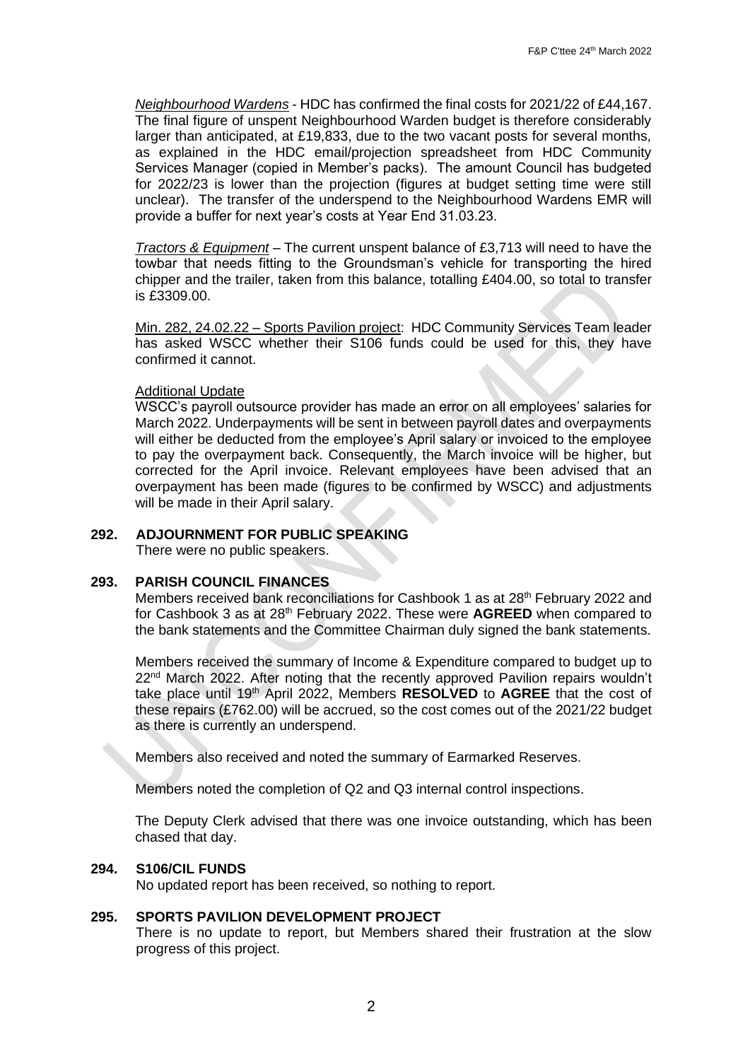*Neighbourhood Wardens* - HDC has confirmed the final costs for 2021/22 of £44,167. The final figure of unspent Neighbourhood Warden budget is therefore considerably larger than anticipated, at £19,833, due to the two vacant posts for several months, as explained in the HDC email/projection spreadsheet from HDC Community Services Manager (copied in Member's packs). The amount Council has budgeted for 2022/23 is lower than the projection (figures at budget setting time were still unclear). The transfer of the underspend to the Neighbourhood Wardens EMR will provide a buffer for next year's costs at Year End 31.03.23.

*Tractors & Equipment* – The current unspent balance of £3,713 will need to have the towbar that needs fitting to the Groundsman's vehicle for transporting the hired chipper and the trailer, taken from this balance, totalling £404.00, so total to transfer is £3309.00.

Min. 282, 24.02.22 – Sports Pavilion project: HDC Community Services Team leader has asked WSCC whether their S106 funds could be used for this, they have confirmed it cannot.

Additional Update

WSCC's payroll outsource provider has made an error on all employees' salaries for March 2022. Underpayments will be sent in between payroll dates and overpayments will either be deducted from the employee's April salary or invoiced to the employee to pay the overpayment back. Consequently, the March invoice will be higher, but corrected for the April invoice. Relevant employees have been advised that an overpayment has been made (figures to be confirmed by WSCC) and adjustments will be made in their April salary.

## 292. ADJOURNMENT FOR PUBLIC SPEAKING

There were no public speakers.

## 293. PARISH COUNCIL FINANCES

Members received bank reconciliations for Cashbook 1 as at 28th February 2022 and for Cashbook 3 as at 28th February 2022. These were **AGREED** when compared to the bank statements and the Committee Chairman duly signed the bank statements.

Members received the summary of Income & Expenditure compared to budget up to 22nd March 2022. After noting that the recently approved Pavilion repairs wouldn't take place until 19th April 2022, Members **RESOLVED** to **AGREE** that the cost of these repairs (£762.00) will be accrued, so the cost comes out of the 2021/22 budget as there is currently an underspend.

Members also received and noted the summary of Earmarked Reserves.

Members noted the completion of Q2 and Q3 internal control inspections.

The Deputy Clerk advised that there was one invoice outstanding, which has been chased that day.

## 294. S106/CIL FUNDS

No updated report has been received, so nothing to report.

## 295. SPORTS PAVILION DEVELOPMENT PROJECT

There is no update to report, but Members shared their frustration at the slow progress of this project.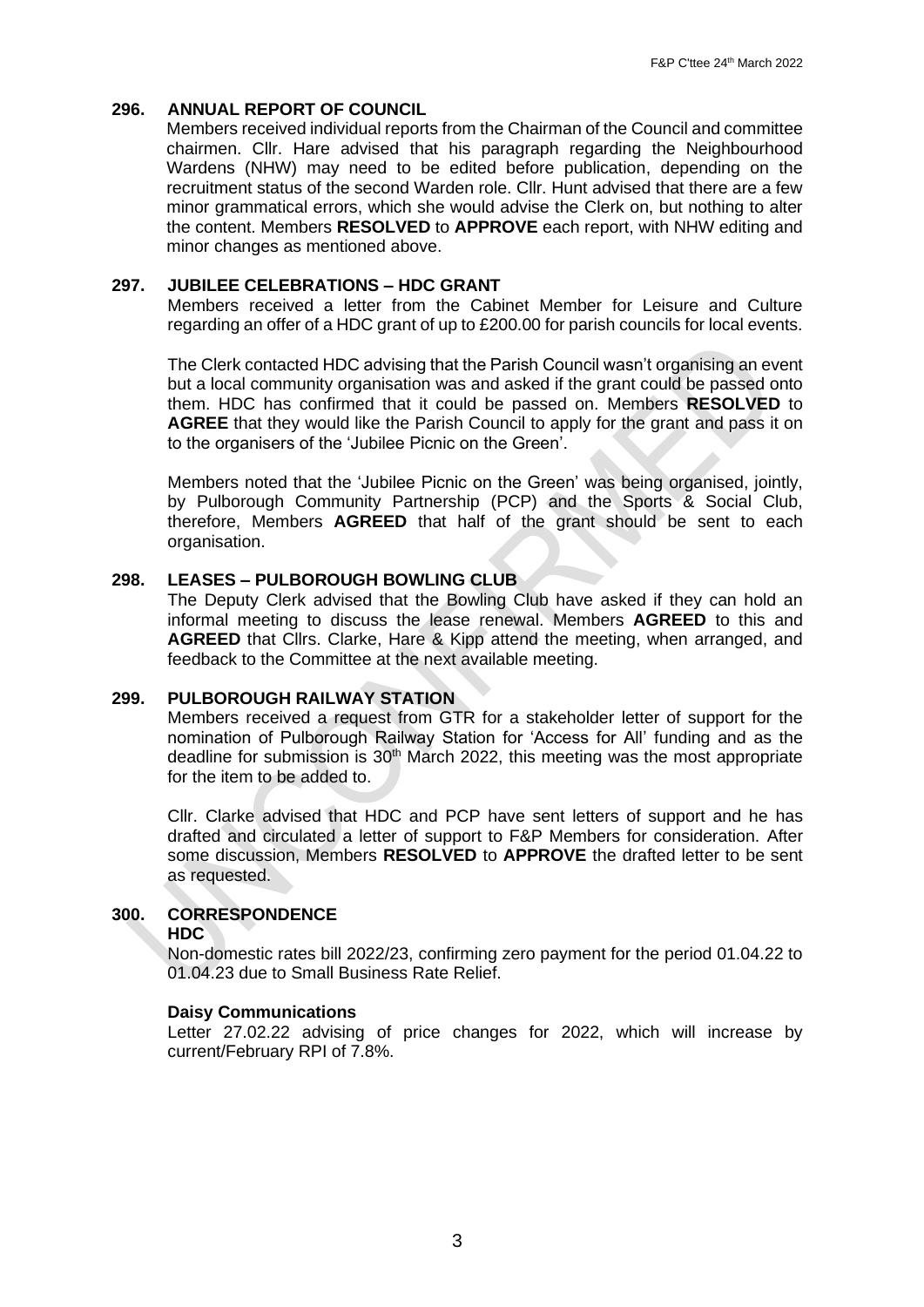## 296. ANNUAL REPORT OF COUNCIL

Members received individual reports from the Chairman of the Council and committee chairmen. Cllr. Hare advised that his paragraph regarding the Neighbourhood Wardens (NHW) may need to be edited before publication, depending on the recruitment status of the second Warden role. Cllr. Hunt advised that there are a few minor grammatical errors, which she would advise the Clerk on, but nothing to alter the content. Members **RESOLVED** to **APPROVE** each report, with NHW editing and minor changes as mentioned above.

## 297. JUBILEE CELEBRATIONS – HDC GRANT

Members received a letter from the Cabinet Member for Leisure and Culture regarding an offer of a HDC grant of up to £200.00 for parish councils for local events.

The Clerk contacted HDC advising that the Parish Council wasn't organising an event but a local community organisation was and asked if the grant could be passed onto them. HDC has confirmed that it could be passed on. Members **RESOLVED** to **AGREE** that they would like the Parish Council to apply for the grant and pass it on to the organisers of the 'Jubilee Picnic on the Green'.

Members noted that the 'Jubilee Picnic on the Green' was being organised, jointly, by Pulborough Community Partnership (PCP) and the Sports & Social Club, therefore, Members **AGREED** that half of the grant should be sent to each organisation.

## 298. LEASES – PULBOROUGH BOWLING CLUB

The Deputy Clerk advised that the Bowling Club have asked if they can hold an informal meeting to discuss the lease renewal. Members **AGREED** to this and **AGREED** that Cllrs. Clarke, Hare & Kipp attend the meeting, when arranged, and feedback to the Committee at the next available meeting.

## 299. PULBOROUGH RAILWAY STATION

Members received a request from GTR for a stakeholder letter of support for the nomination of Pulborough Railway Station for 'Access for All' funding and as the deadline for submission is 30th March 2022, this meeting was the most appropriate for the item to be added to.

Cllr. Clarke advised that HDC and PCP have sent letters of support and he has drafted and circulated a letter of support to F&P Members for consideration. After some discussion, Members **RESOLVED** to **APPROVE** the drafted letter to be sent as requested.

## 300. CORRESPONDENCE

**HDC**

Non-domestic rates bill 2022/23, confirming zero payment for the period 01.04.22 to 01.04.23 due to Small Business Rate Relief.

**Daisy Communications**

Letter 27.02.22 advising of price changes for 2022, which will increase by current/February RPI of 7.8%.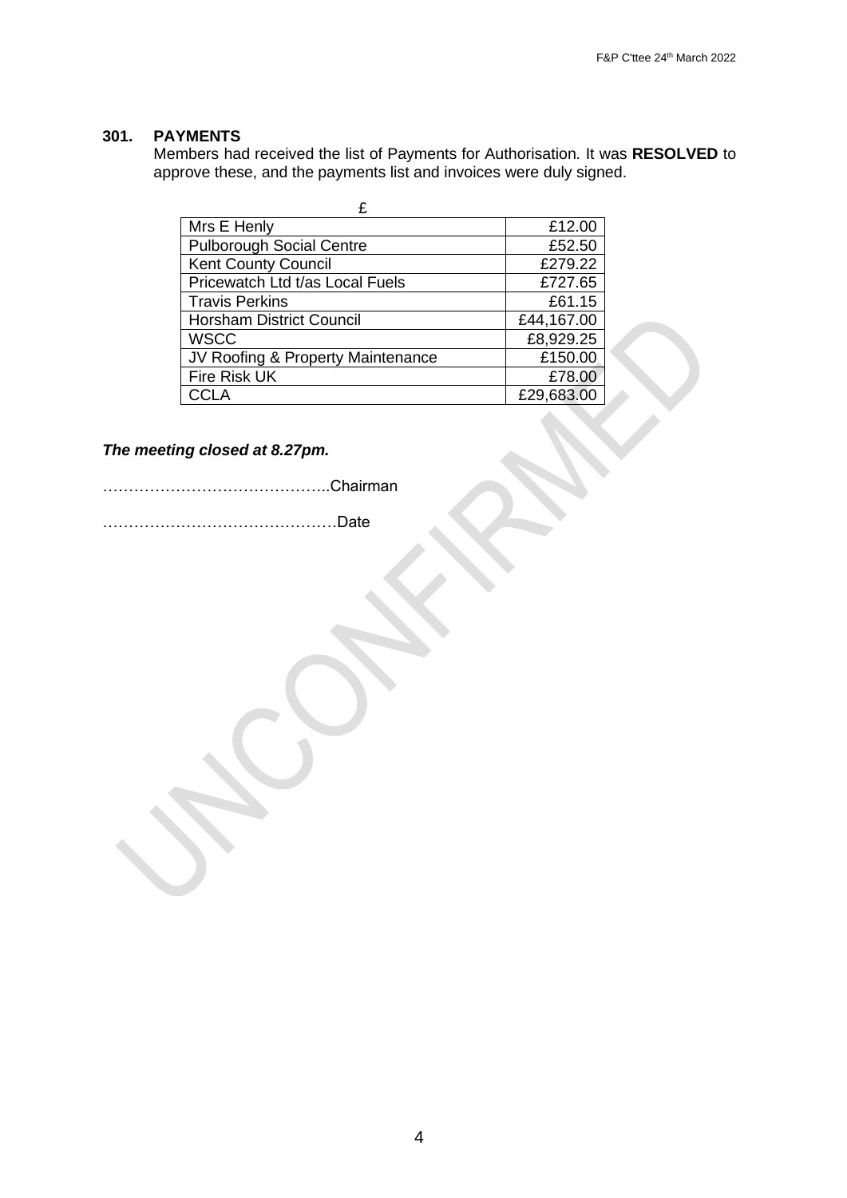### 301. PAYMENTS

Members had received the list of Payments for Authorisation. It was **RESOLVED** to approve these, and the payments list and invoices were duly signed.

| £ | |
|---|---|
| Mrs E Henly | £12.00 |
| Pulborough Social Centre | £52.50 |
| Kent County Council | £279.22 |
| Pricewatch Ltd t/as Local Fuels | £727.65 |
| Travis Perkins | £61.15 |
| Horsham District Council | £44,167.00 |
| WSCC | £8,929.25 |
| JV Roofing & Property Maintenance | £150.00 |
| Fire Risk UK | £78.00 |
| CCLA | £29,683.00 |

***The meeting closed at 8.27pm.***

……………………………………..Chairman

………………………………………Date

UNCONFIRMED